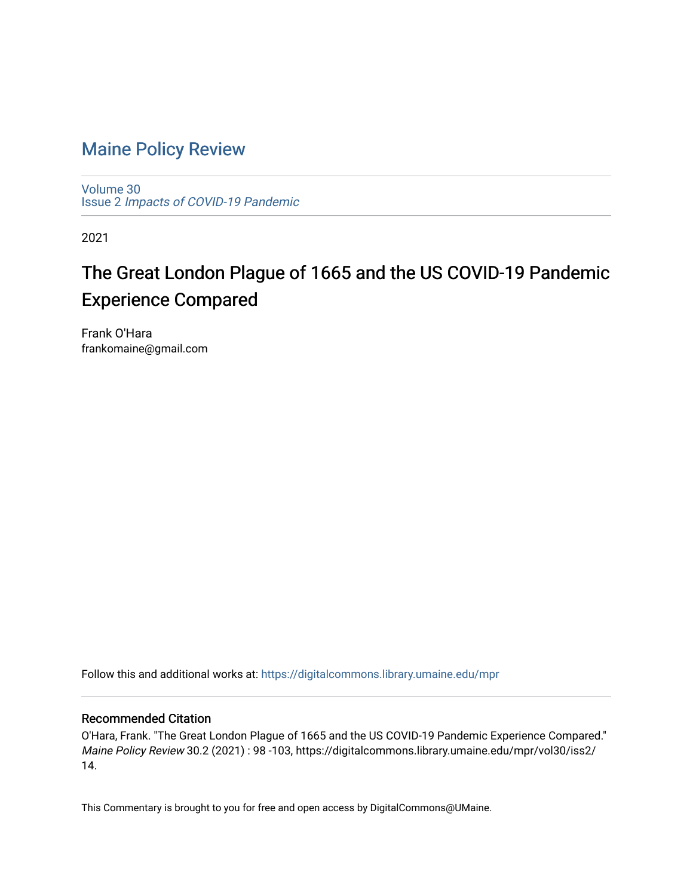# Maine Policy Review

Volume 30
Issue 2 *Impacts of COVID-19 Pandemic*

2021

## The Great London Plague of 1665 and the US COVID-19 Pandemic Experience Compared

Frank O'Hara
frankomaine@gmail.com

Follow this and additional works at: https://digitalcommons.library.umaine.edu/mpr

### Recommended Citation

O'Hara, Frank. "The Great London Plague of 1665 and the US COVID-19 Pandemic Experience Compared." *Maine Policy Review* 30.2 (2021) : 98 -103, https://digitalcommons.library.umaine.edu/mpr/vol30/iss2/14.

This Commentary is brought to you for free and open access by DigitalCommons@UMaine.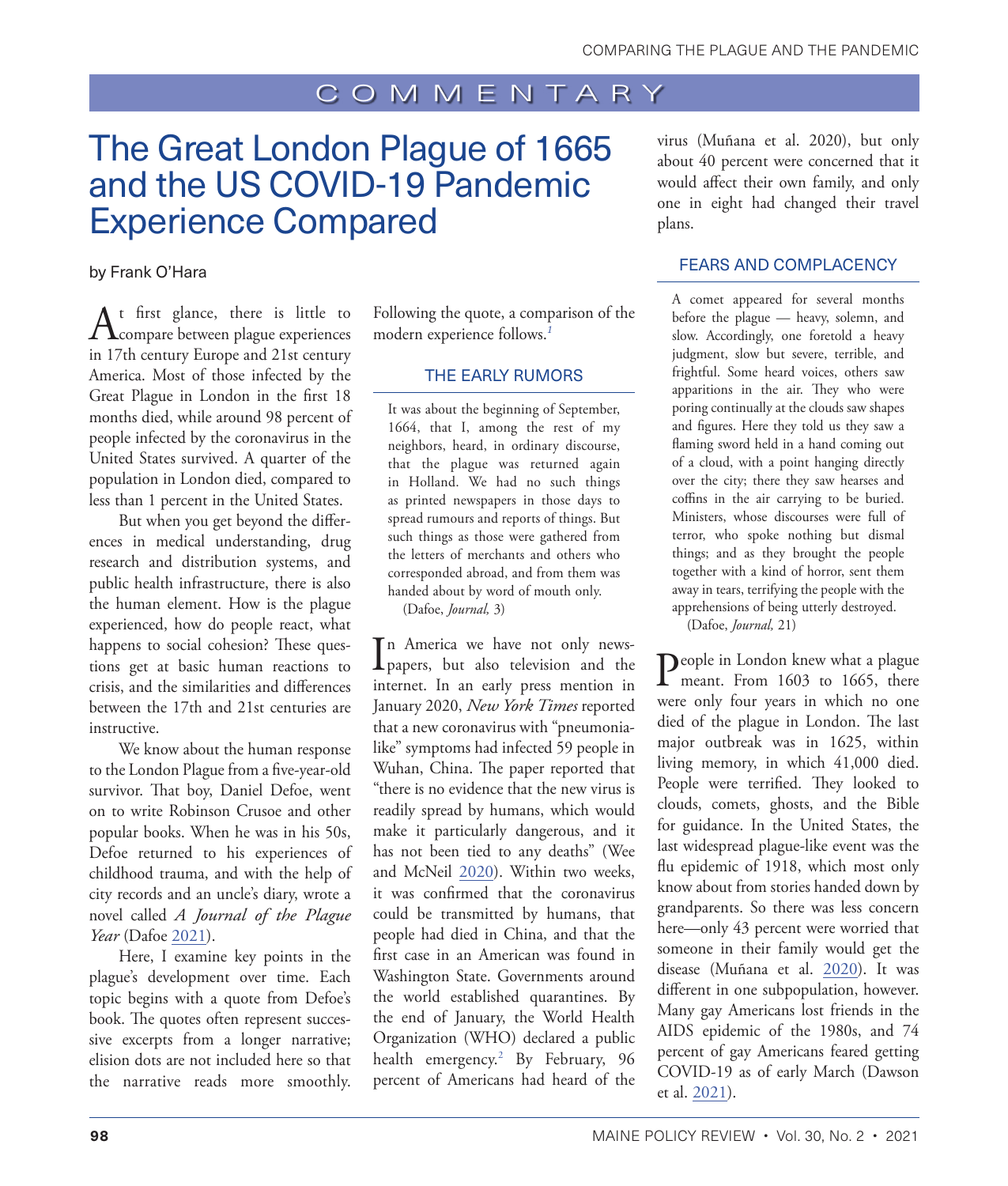COMMENTARY

# The Great London Plague of 1665 and the US COVID-19 Pandemic Experience Compared

by Frank O'Hara

At first glance, there is little to compare between plague experiences in 17th century Europe and 21st century America. Most of those infected by the Great Plague in London in the first 18 months died, while around 98 percent of people infected by the coronavirus in the United States survived. A quarter of the population in London died, compared to less than 1 percent in the United States.

But when you get beyond the differences in medical understanding, drug research and distribution systems, and public health infrastructure, there is also the human element. How is the plague experienced, how do people react, what happens to social cohesion? These questions get at basic human reactions to crisis, and the similarities and differences between the 17th and 21st centuries are instructive.

We know about the human response to the London Plague from a five-year-old survivor. That boy, Daniel Defoe, went on to write Robinson Crusoe and other popular books. When he was in his 50s, Defoe returned to his experiences of childhood trauma, and with the help of city records and an uncle's diary, wrote a novel called *A Journal of the Plague Year* (Dafoe 2021).

Here, I examine key points in the plague's development over time. Each topic begins with a quote from Defoe's book. The quotes often represent successive excerpts from a longer narrative; elision dots are not included here so that the narrative reads more smoothly. Following the quote, a comparison of the modern experience follows.[1]

## THE EARLY RUMORS

> It was about the beginning of September, 1664, that I, among the rest of my neighbors, heard, in ordinary discourse, that the plague was returned again in Holland. We had no such things as printed newspapers in those days to spread rumours and reports of things. But such things as those were gathered from the letters of merchants and others who corresponded abroad, and from them was handed about by word of mouth only.
>
> (Dafoe, *Journal,* 3)

In America we have not only newspapers, but also television and the internet. In an early press mention in January 2020, *New York Times* reported that a new coronavirus with "pneumonia-like" symptoms had infected 59 people in Wuhan, China. The paper reported that "there is no evidence that the new virus is readily spread by humans, which would make it particularly dangerous, and it has not been tied to any deaths" (Wee and McNeil 2020). Within two weeks, it was confirmed that the coronavirus could be transmitted by humans, that people had died in China, and that the first case in an American was found in Washington State. Governments around the world established quarantines. By the end of January, the World Health Organization (WHO) declared a public health emergency.[2] By February, 96 percent of Americans had heard of the virus (Muñana et al. 2020), but only about 40 percent were concerned that it would affect their own family, and only one in eight had changed their travel plans.

## FEARS AND COMPLACENCY

> A comet appeared for several months before the plague — heavy, solemn, and slow. Accordingly, one foretold a heavy judgment, slow but severe, terrible, and frightful. Some heard voices, others saw apparitions in the air. They who were poring continually at the clouds saw shapes and figures. Here they told us they saw a flaming sword held in a hand coming out of a cloud, with a point hanging directly over the city; there they saw hearses and coffins in the air carrying to be buried. Ministers, whose discourses were full of terror, who spoke nothing but dismal things; and as they brought the people together with a kind of horror, sent them away in tears, terrifying the people with the apprehensions of being utterly destroyed.
>
> (Dafoe, *Journal,* 21)

People in London knew what a plague meant. From 1603 to 1665, there were only four years in which no one died of the plague in London. The last major outbreak was in 1625, within living memory, in which 41,000 died. People were terrified. They looked to clouds, comets, ghosts, and the Bible for guidance. In the United States, the last widespread plague-like event was the flu epidemic of 1918, which most only know about from stories handed down by grandparents. So there was less concern here—only 43 percent were worried that someone in their family would get the disease (Muñana et al. 2020). It was different in one subpopulation, however. Many gay Americans lost friends in the AIDS epidemic of the 1980s, and 74 percent of gay Americans feared getting COVID-19 as of early March (Dawson et al. 2021).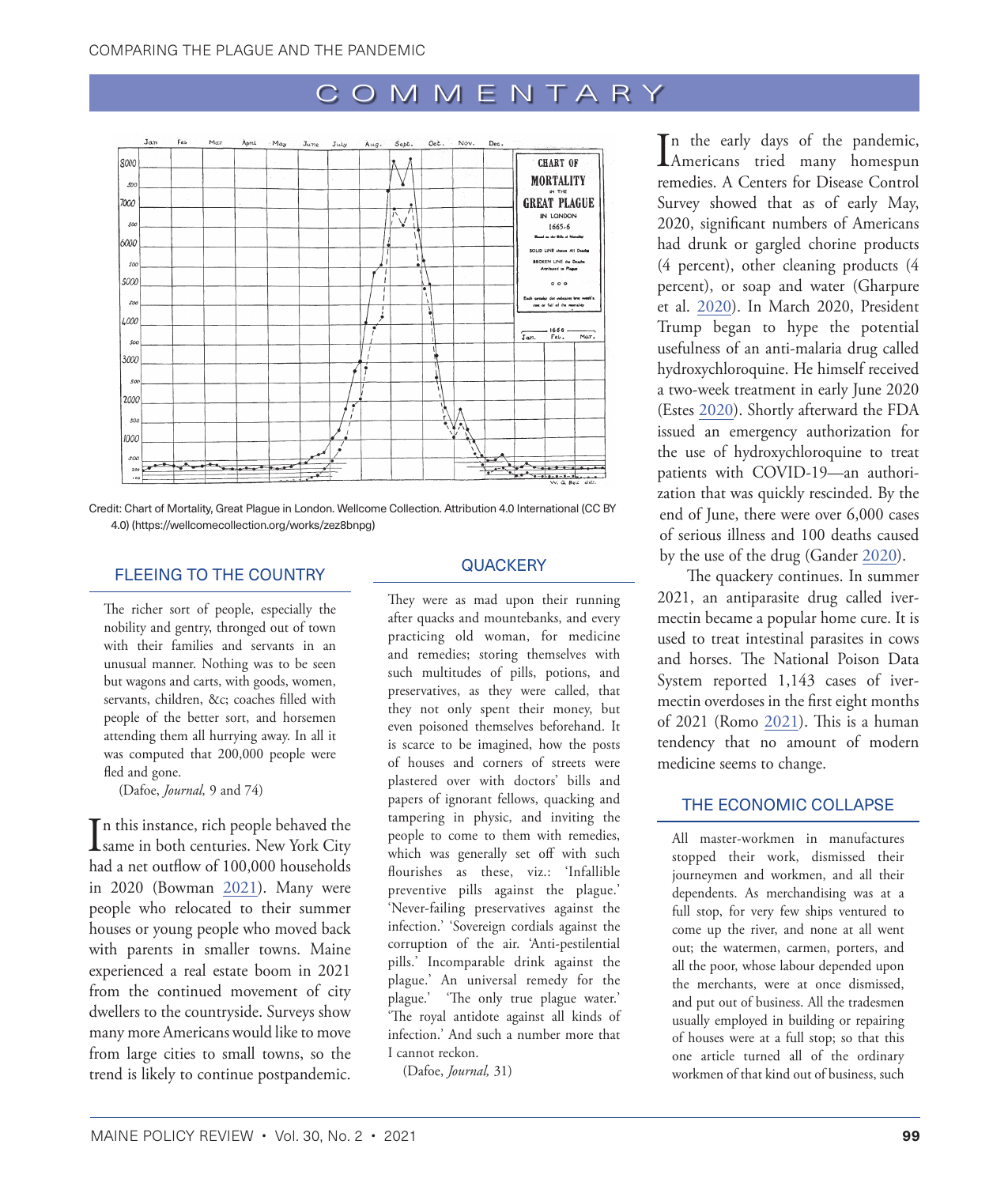## COMMENTARY

Credit: Chart of Mortality, Great Plague in London. Wellcome Collection. Attribution 4.0 International (CC BY 4.0) (https://wellcomecollection.org/works/zez8bnpg)

### FLEEING TO THE COUNTRY

> The richer sort of people, especially the nobility and gentry, thronged out of town with their families and servants in an unusual manner. Nothing was to be seen but wagons and carts, with goods, women, servants, children, &c; coaches filled with people of the better sort, and horsemen attending them all hurrying away. In all it was computed that 200,000 people were fled and gone.
>
> (Dafoe, *Journal,* 9 and 74)

In this instance, rich people behaved the same in both centuries. New York City had a net outflow of 100,000 households in 2020 (Bowman 2021). Many were people who relocated to their summer houses or young people who moved back with parents in smaller towns. Maine experienced a real estate boom in 2021 from the continued movement of city dwellers to the countryside. Surveys show many more Americans would like to move from large cities to small towns, so the trend is likely to continue postpandemic.

### QUACKERY

> They were as mad upon their running after quacks and mountebanks, and every practicing old woman, for medicine and remedies; storing themselves with such multitudes of pills, potions, and preservatives, as they were called, that they not only spent their money, but even poisoned themselves beforehand. It is scarce to be imagined, how the posts of houses and corners of streets were plastered over with doctors' bills and papers of ignorant fellows, quacking and tampering in physic, and inviting the people to come to them with remedies, which was generally set off with such flourishes as these, viz.: 'Infallible preventive pills against the plague.' 'Never-failing preservatives against the infection.' 'Sovereign cordials against the corruption of the air. 'Anti-pestilential pills.' Incomparable drink against the plague.' An universal remedy for the plague.' 'The only true plague water.' 'The royal antidote against all kinds of infection.' And such a number more that I cannot reckon.
>
> (Dafoe, *Journal,* 31)

In the early days of the pandemic, Americans tried many homespun remedies. A Centers for Disease Control Survey showed that as of early May, 2020, significant numbers of Americans had drunk or gargled chorine products (4 percent), other cleaning products (4 percent), or soap and water (Gharpure et al. 2020). In March 2020, President Trump began to hype the potential usefulness of an anti-malaria drug called hydroxychloroquine. He himself received a two-week treatment in early June 2020 (Estes 2020). Shortly afterward the FDA issued an emergency authorization for the use of hydroxychloroquine to treat patients with COVID-19—an authorization that was quickly rescinded. By the end of June, there were over 6,000 cases of serious illness and 100 deaths caused by the use of the drug (Gander 2020).

The quackery continues. In summer 2021, an antiparasite drug called ivermectin became a popular home cure. It is used to treat intestinal parasites in cows and horses. The National Poison Data System reported 1,143 cases of ivermectin overdoses in the first eight months of 2021 (Romo 2021). This is a human tendency that no amount of modern medicine seems to change.

### THE ECONOMIC COLLAPSE

> All master-workmen in manufactures stopped their work, dismissed their journeymen and workmen, and all their dependents. As merchandising was at a full stop, for very few ships ventured to come up the river, and none at all went out; the watermen, carmen, porters, and all the poor, whose labour depended upon the merchants, were at once dismissed, and put out of business. All the tradesmen usually employed in building or repairing of houses were at a full stop; so that this one article turned all of the ordinary workmen of that kind out of business, such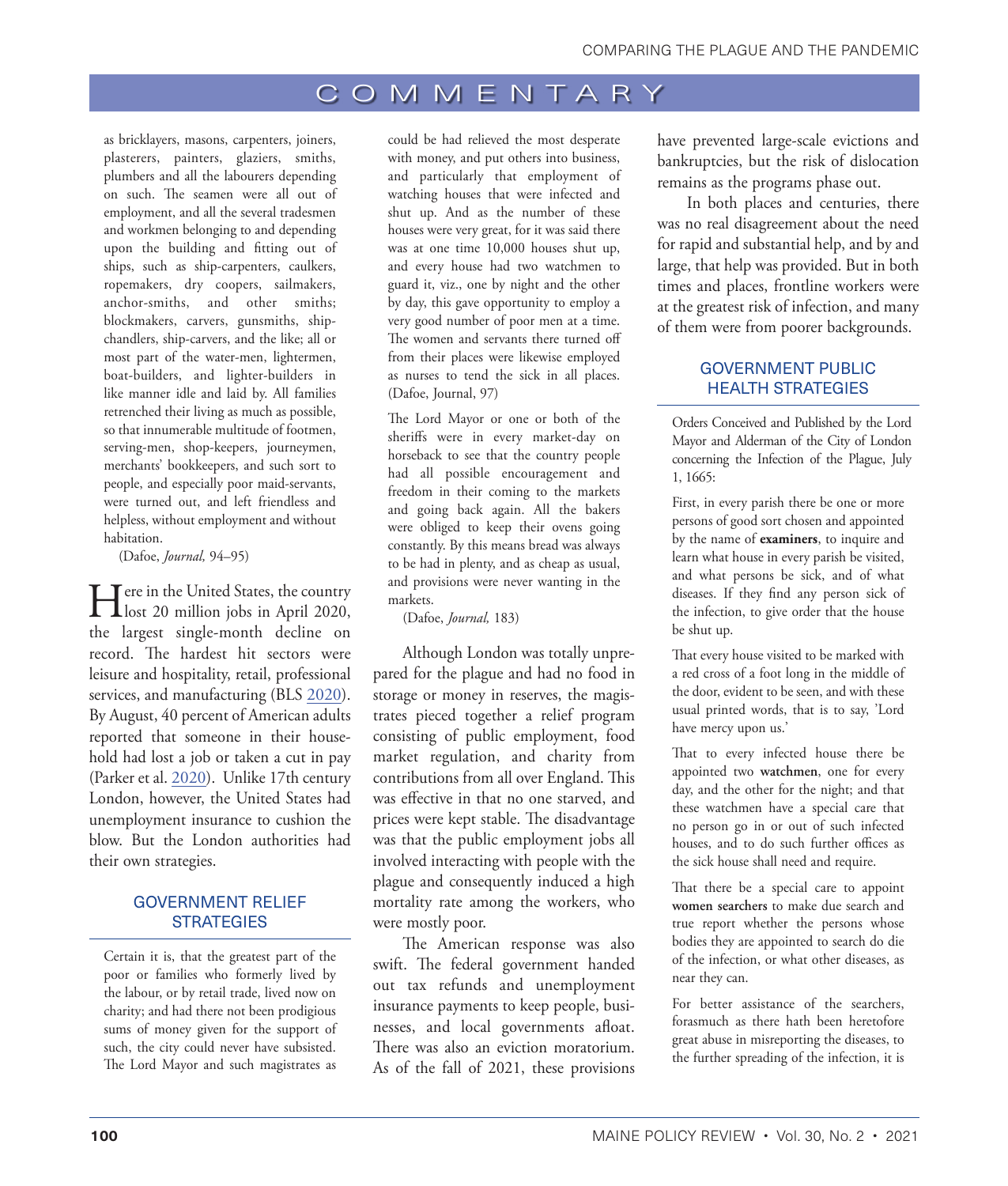as bricklayers, masons, carpenters, joiners, plasterers, painters, glaziers, smiths, plumbers and all the labourers depending on such. The seamen were all out of employment, and all the several tradesmen and workmen belonging to and depending upon the building and fitting out of ships, such as ship-carpenters, caulkers, ropemakers, dry coopers, sailmakers, anchor-smiths, and other smiths; blockmakers, carvers, gunsmiths, ship-chandlers, ship-carvers, and the like; all or most part of the water-men, lightermen, boat-builders, and lighter-builders in like manner idle and laid by. All families retrenched their living as much as possible, so that innumerable multitude of footmen, serving-men, shop-keepers, journeymen, merchants' bookkeepers, and such sort to people, and especially poor maid-servants, were turned out, and left friendless and helpless, without employment and without habitation.

(Dafoe, *Journal,* 94–95)

Here in the United States, the country lost 20 million jobs in April 2020, the largest single-month decline on record. The hardest hit sectors were leisure and hospitality, retail, professional services, and manufacturing (BLS 2020). By August, 40 percent of American adults reported that someone in their household had lost a job or taken a cut in pay (Parker et al. 2020). Unlike 17th century London, however, the United States had unemployment insurance to cushion the blow. But the London authorities had their own strategies.

## GOVERNMENT RELIEF STRATEGIES

Certain it is, that the greatest part of the poor or families who formerly lived by the labour, or by retail trade, lived now on charity; and had there not been prodigious sums of money given for the support of such, the city could never have subsisted. The Lord Mayor and such magistrates as could be had relieved the most desperate with money, and put others into business, and particularly that employment of watching houses that were infected and shut up. And as the number of these houses were very great, for it was said there was at one time 10,000 houses shut up, and every house had two watchmen to guard it, viz., one by night and the other by day, this gave opportunity to employ a very good number of poor men at a time. The women and servants there turned off from their places were likewise employed as nurses to tend the sick in all places. (Dafoe, Journal, 97)

The Lord Mayor or one or both of the sheriffs were in every market-day on horseback to see that the country people had all possible encouragement and freedom in their coming to the markets and going back again. All the bakers were obliged to keep their ovens going constantly. By this means bread was always to be had in plenty, and as cheap as usual, and provisions were never wanting in the markets.

(Dafoe, *Journal,* 183)

Although London was totally unprepared for the plague and had no food in storage or money in reserves, the magistrates pieced together a relief program consisting of public employment, food market regulation, and charity from contributions from all over England. This was effective in that no one starved, and prices were kept stable. The disadvantage was that the public employment jobs all involved interacting with people with the plague and consequently induced a high mortality rate among the workers, who were mostly poor.

The American response was also swift. The federal government handed out tax refunds and unemployment insurance payments to keep people, businesses, and local governments afloat. There was also an eviction moratorium. As of the fall of 2021, these provisions have prevented large-scale evictions and bankruptcies, but the risk of dislocation remains as the programs phase out.

In both places and centuries, there was no real disagreement about the need for rapid and substantial help, and by and large, that help was provided. But in both times and places, frontline workers were at the greatest risk of infection, and many of them were from poorer backgrounds.

## GOVERNMENT PUBLIC HEALTH STRATEGIES

Orders Conceived and Published by the Lord Mayor and Alderman of the City of London concerning the Infection of the Plague, July 1, 1665:

First, in every parish there be one or more persons of good sort chosen and appointed by the name of **examiners**, to inquire and learn what house in every parish be visited, and what persons be sick, and of what diseases. If they find any person sick of the infection, to give order that the house be shut up.

That every house visited to be marked with a red cross of a foot long in the middle of the door, evident to be seen, and with these usual printed words, that is to say, 'Lord have mercy upon us.'

That to every infected house there be appointed two **watchmen**, one for every day, and the other for the night; and that these watchmen have a special care that no person go in or out of such infected houses, and to do such further offices as the sick house shall need and require.

That there be a special care to appoint **women searchers** to make due search and true report whether the persons whose bodies they are appointed to search do die of the infection, or what other diseases, as near they can.

For better assistance of the searchers, forasmuch as there hath been heretofore great abuse in misreporting the diseases, to the further spreading of the infection, it is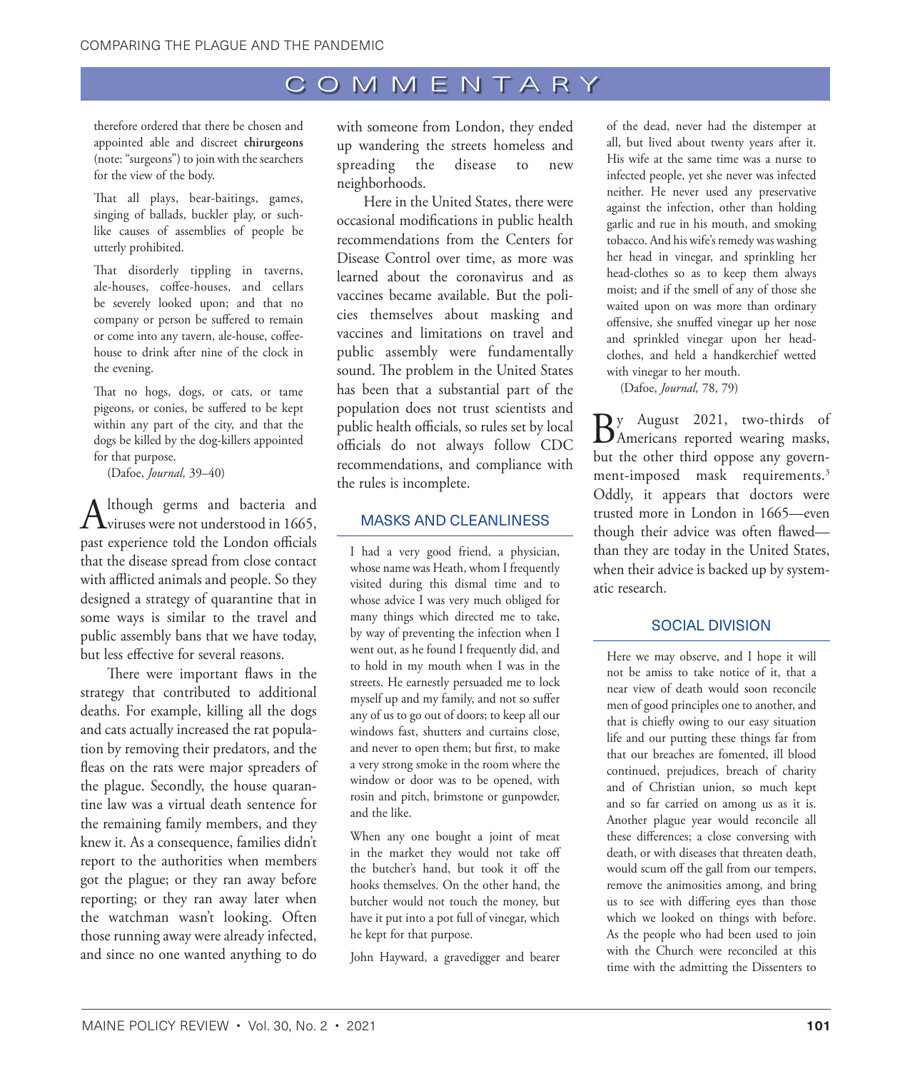therefore ordered that there be chosen and appointed able and discreet **chirurgeons** (note: "surgeons") to join with the searchers for the view of the body.

That all plays, bear-baitings, games, singing of ballads, buckler play, or such-like causes of assemblies of people be utterly prohibited.

That disorderly tippling in taverns, ale-houses, coffee-houses, and cellars be severely looked upon; and that no company or person be suffered to remain or come into any tavern, ale-house, coffee-house to drink after nine of the clock in the evening.

That no hogs, dogs, or cats, or tame pigeons, or conies, be suffered to be kept within any part of the city, and that the dogs be killed by the dog-killers appointed for that purpose.

(Dafoe, *Journal,* 39–40)

Although germs and bacteria and viruses were not understood in 1665, past experience told the London officials that the disease spread from close contact with afflicted animals and people. So they designed a strategy of quarantine that in some ways is similar to the travel and public assembly bans that we have today, but less effective for several reasons.

There were important flaws in the strategy that contributed to additional deaths. For example, killing all the dogs and cats actually increased the rat population by removing their predators, and the fleas on the rats were major spreaders of the plague. Secondly, the house quarantine law was a virtual death sentence for the remaining family members, and they knew it. As a consequence, families didn't report to the authorities when members got the plague; or they ran away before reporting; or they ran away later when the watchman wasn't looking. Often those running away were already infected, and since no one wanted anything to do with someone from London, they ended up wandering the streets homeless and spreading the disease to new neighborhoods.

Here in the United States, there were occasional modifications in public health recommendations from the Centers for Disease Control over time, as more was learned about the coronavirus and as vaccines became available. But the policies themselves about masking and vaccines and limitations on travel and public assembly were fundamentally sound. The problem in the United States has been that a substantial part of the population does not trust scientists and public health officials, so rules set by local officials do not always follow CDC recommendations, and compliance with the rules is incomplete.

## MASKS AND CLEANLINESS

I had a very good friend, a physician, whose name was Heath, whom I frequently visited during this dismal time and to whose advice I was very much obliged for many things which directed me to take, by way of preventing the infection when I went out, as he found I frequently did, and to hold in my mouth when I was in the streets. He earnestly persuaded me to lock myself up and my family, and not so suffer any of us to go out of doors; to keep all our windows fast, shutters and curtains close, and never to open them; but first, to make a very strong smoke in the room where the window or door was to be opened, with rosin and pitch, brimstone or gunpowder, and the like.

When any one bought a joint of meat in the market they would not take off the butcher's hand, but took it off the hooks themselves. On the other hand, the butcher would not touch the money, but have it put into a pot full of vinegar, which he kept for that purpose.

John Hayward, a gravedigger and bearer of the dead, never had the distemper at all, but lived about twenty years after it. His wife at the same time was a nurse to infected people, yet she never was infected neither. He never used any preservative against the infection, other than holding garlic and rue in his mouth, and smoking tobacco. And his wife's remedy was washing her head in vinegar, and sprinkling her head-clothes so as to keep them always moist; and if the smell of any of those she waited upon on was more than ordinary offensive, she snuffed vinegar up her nose and sprinkled vinegar upon her head-clothes, and held a handkerchief wetted with vinegar to her mouth.

(Dafoe, *Journal,* 78, 79)

By August 2021, two-thirds of Americans reported wearing masks, but the other third oppose any government-imposed mask requirements.[3] Oddly, it appears that doctors were trusted more in London in 1665—even though their advice was often flawed—than they are today in the United States, when their advice is backed up by systematic research.

## SOCIAL DIVISION

Here we may observe, and I hope it will not be amiss to take notice of it, that a near view of death would soon reconcile men of good principles one to another, and that is chiefly owing to our easy situation life and our putting these things far from that our breaches are fomented, ill blood continued, prejudices, breach of charity and of Christian union, so much kept and so far carried on among us as it is. Another plague year would reconcile all these differences; a close conversing with death, or with diseases that threaten death, would scum off the gall from our tempers, remove the animosities among, and bring us to see with differing eyes than those which we looked on things with before. As the people who had been used to join with the Church were reconciled at this time with the admitting the Dissenters to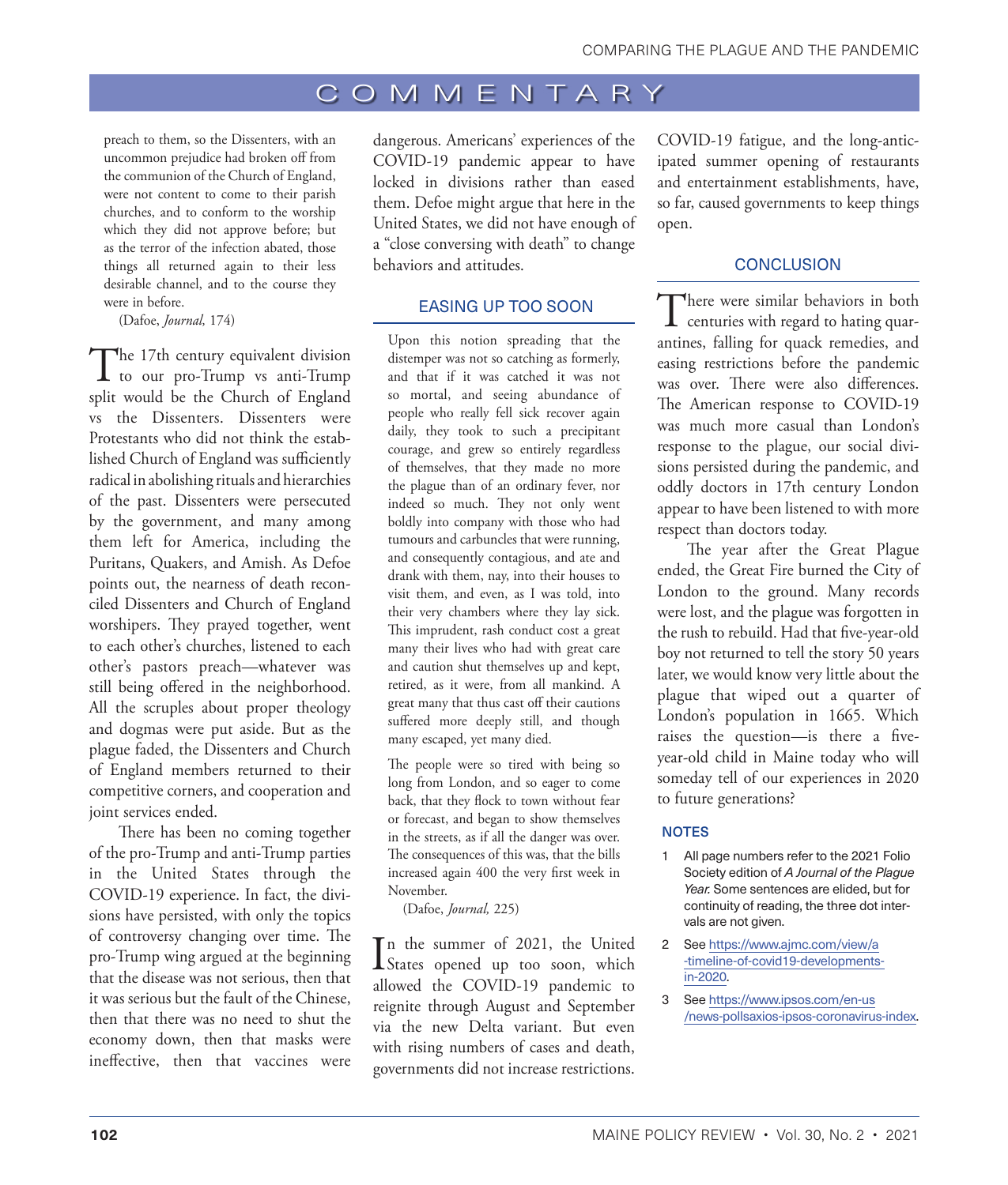> preach to them, so the Dissenters, with an uncommon prejudice had broken off from the communion of the Church of England, were not content to come to their parish churches, and to conform to the worship which they did not approve before; but as the terror of the infection abated, those things all returned again to their less desirable channel, and to the course they were in before.
>
> (Dafoe, *Journal,* 174)

The 17th century equivalent division to our pro-Trump vs anti-Trump split would be the Church of England vs the Dissenters. Dissenters were Protestants who did not think the established Church of England was sufficiently radical in abolishing rituals and hierarchies of the past. Dissenters were persecuted by the government, and many among them left for America, including the Puritans, Quakers, and Amish. As Defoe points out, the nearness of death reconciled Dissenters and Church of England worshipers. They prayed together, went to each other's churches, listened to each other's pastors preach—whatever was still being offered in the neighborhood. All the scruples about proper theology and dogmas were put aside. But as the plague faded, the Dissenters and Church of England members returned to their competitive corners, and cooperation and joint services ended.

There has been no coming together of the pro-Trump and anti-Trump parties in the United States through the COVID-19 experience. In fact, the divisions have persisted, with only the topics of controversy changing over time. The pro-Trump wing argued at the beginning that the disease was not serious, then that it was serious but the fault of the Chinese, then that there was no need to shut the economy down, then that masks were ineffective, then that vaccines were dangerous. Americans' experiences of the COVID-19 pandemic appear to have locked in divisions rather than eased them. Defoe might argue that here in the United States, we did not have enough of a "close conversing with death" to change behaviors and attitudes.

## EASING UP TOO SOON

> Upon this notion spreading that the distemper was not so catching as formerly, and that if it was catched it was not so mortal, and seeing abundance of people who really fell sick recover again daily, they took to such a precipitant courage, and grew so entirely regardless of themselves, that they made no more the plague than of an ordinary fever, nor indeed so much. They not only went boldly into company with those who had tumours and carbuncles that were running, and consequently contagious, and ate and drank with them, nay, into their houses to visit them, and even, as I was told, into their very chambers where they lay sick. This imprudent, rash conduct cost a great many their lives who had with great care and caution shut themselves up and kept, retired, as it were, from all mankind. A great many that thus cast off their cautions suffered more deeply still, and though many escaped, yet many died.
>
> The people were so tired with being so long from London, and so eager to come back, that they flock to town without fear or forecast, and began to show themselves in the streets, as if all the danger was over. The consequences of this was, that the bills increased again 400 the very first week in November.
>
> (Dafoe, *Journal,* 225)

In the summer of 2021, the United States opened up too soon, which allowed the COVID-19 pandemic to reignite through August and September via the new Delta variant. But even with rising numbers of cases and death, governments did not increase restrictions. COVID-19 fatigue, and the long-anticipated summer opening of restaurants and entertainment establishments, have, so far, caused governments to keep things open.

## CONCLUSION

There were similar behaviors in both centuries with regard to hating quarantines, falling for quack remedies, and easing restrictions before the pandemic was over. There were also differences. The American response to COVID-19 was much more casual than London's response to the plague, our social divisions persisted during the pandemic, and oddly doctors in 17th century London appear to have been listened to with more respect than doctors today.

The year after the Great Plague ended, the Great Fire burned the City of London to the ground. Many records were lost, and the plague was forgotten in the rush to rebuild. Had that five-year-old boy not returned to tell the story 50 years later, we would know very little about the plague that wiped out a quarter of London's population in 1665. Which raises the question—is there a five-year-old child in Maine today who will someday tell of our experiences in 2020 to future generations?

## NOTES

1. All page numbers refer to the 2021 Folio Society edition of *A Journal of the Plague Year.* Some sentences are elided, but for continuity of reading, the three dot intervals are not given.
2. See https://www.ajmc.com/view/a-timeline-of-covid19-developments-in-2020.
3. See https://www.ipsos.com/en-us/news-pollsaxios-ipsos-coronavirus-index.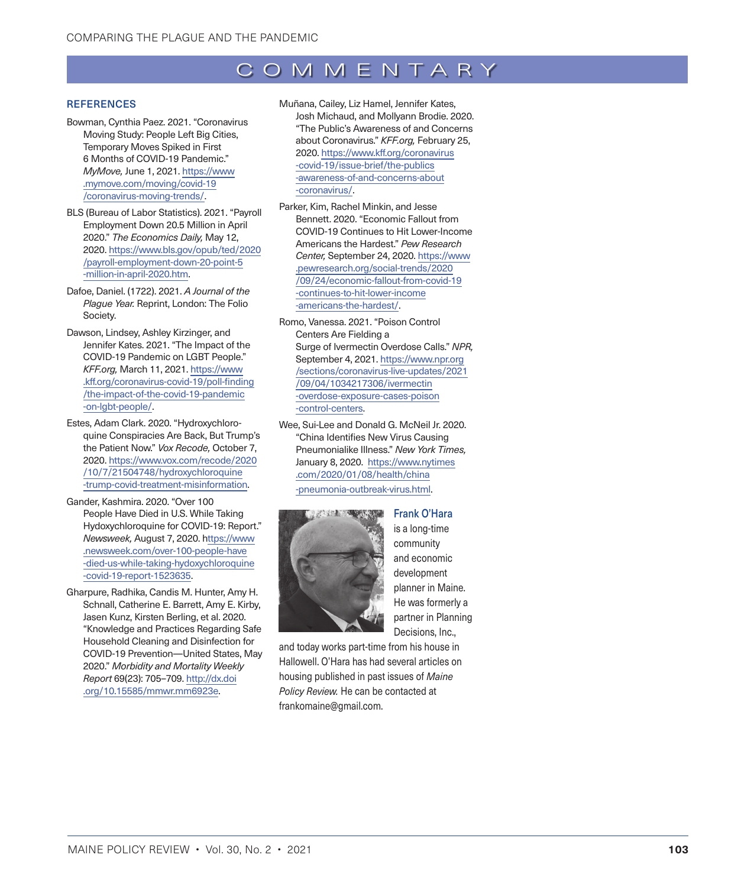## REFERENCES

Bowman, Cynthia Paez. 2021. "Coronavirus Moving Study: People Left Big Cities, Temporary Moves Spiked in First 6 Months of COVID-19 Pandemic." *MyMove,* June 1, 2021. https://www.mymove.com/moving/covid-19/coronavirus-moving-trends/.

BLS (Bureau of Labor Statistics). 2021. "Payroll Employment Down 20.5 Million in April 2020." *The Economics Daily,* May 12, 2020. https://www.bls.gov/opub/ted/2020/payroll-employment-down-20-point-5-million-in-april-2020.htm.

Dafoe, Daniel. (1722). 2021. *A Journal of the Plague Year.* Reprint, London: The Folio Society.

Dawson, Lindsey, Ashley Kirzinger, and Jennifer Kates. 2021. "The Impact of the COVID-19 Pandemic on LGBT People." *KFF.org,* March 11, 2021. https://www.kff.org/coronavirus-covid-19/poll-finding/the-impact-of-the-covid-19-pandemic-on-lgbt-people/.

Estes, Adam Clark. 2020. "Hydroxychloroquine Conspiracies Are Back, But Trump's the Patient Now." *Vox Recode,* October 7, 2020. https://www.vox.com/recode/2020/10/7/21504748/hydroxychloroquine-trump-covid-treatment-misinformation.

Gander, Kashmira. 2020. "Over 100 People Have Died in U.S. While Taking Hydoxychloroquine for COVID-19: Report." *Newsweek,* August 7, 2020. https://www.newsweek.com/over-100-people-have-died-us-while-taking-hydoxychloroquine-covid-19-report-1523635.

Gharpure, Radhika, Candis M. Hunter, Amy H. Schnall, Catherine E. Barrett, Amy E. Kirby, Jasen Kunz, Kirsten Berling, et al. 2020. "Knowledge and Practices Regarding Safe Household Cleaning and Disinfection for COVID-19 Prevention—United States, May 2020." *Morbidity and Mortality Weekly Report* 69(23): 705–709. http://dx.doi.org/10.15585/mmwr.mm6923e.

Muñana, Cailey, Liz Hamel, Jennifer Kates, Josh Michaud, and Mollyann Brodie. 2020. "The Public's Awareness of and Concerns about Coronavirus." *KFF.org,* February 25, 2020. https://www.kff.org/coronavirus-covid-19/issue-brief/the-publics-awareness-of-and-concerns-about-coronavirus/.

Parker, Kim, Rachel Minkin, and Jesse Bennett. 2020. "Economic Fallout from COVID-19 Continues to Hit Lower-Income Americans the Hardest." *Pew Research Center,* September 24, 2020. https://www.pewresearch.org/social-trends/2020/09/24/economic-fallout-from-covid-19-continues-to-hit-lower-income-americans-the-hardest/.

Romo, Vanessa. 2021. "Poison Control Centers Are Fielding a Surge of Ivermectin Overdose Calls." *NPR,* September 4, 2021. https://www.npr.org/sections/coronavirus-live-updates/2021/09/04/1034217306/ivermectin-overdose-exposure-cases-poison-control-centers.

Wee, Sui-Lee and Donald G. McNeil Jr. 2020. "China Identifies New Virus Causing Pneumonialike Illness." *New York Times,* January 8, 2020. https://www.nytimes.com/2020/01/08/health/china-pneumonia-outbreak-virus.html.

**Frank O'Hara** is a long-time community and economic development planner in Maine. He was formerly a partner in Planning Decisions, Inc., and today works part-time from his house in Hallowell. O'Hara has had several articles on housing published in past issues of *Maine Policy Review.* He can be contacted at frankomaine@gmail.com.